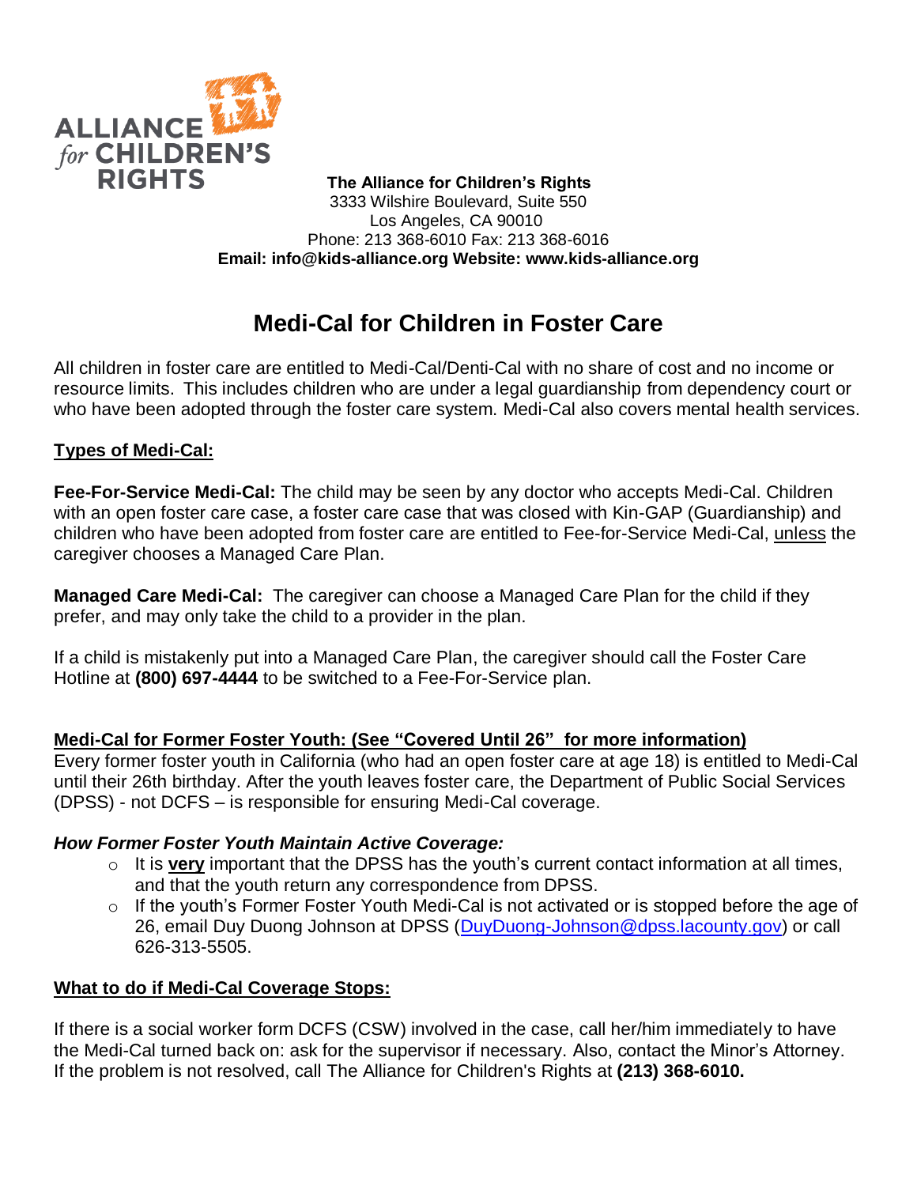**The Alliance for Children's Rights**
3333 Wilshire Boulevard, Suite 550
Los Angeles, CA 90010
Phone: 213 368-6010 Fax: 213 368-6016
**Email: info@kids-alliance.org Website: www.kids-alliance.org**

# Medi-Cal for Children in Foster Care

All children in foster care are entitled to Medi-Cal/Denti-Cal with no share of cost and no income or resource limits. This includes children who are under a legal guardianship from dependency court or who have been adopted through the foster care system. Medi-Cal also covers mental health services.

## Types of Medi-Cal:

**Fee-For-Service Medi-Cal:** The child may be seen by any doctor who accepts Medi-Cal. Children with an open foster care case, a foster care case that was closed with Kin-GAP (Guardianship) and children who have been adopted from foster care are entitled to Fee-for-Service Medi-Cal, unless the caregiver chooses a Managed Care Plan.

**Managed Care Medi-Cal:** The caregiver can choose a Managed Care Plan for the child if they prefer, and may only take the child to a provider in the plan.

If a child is mistakenly put into a Managed Care Plan, the caregiver should call the Foster Care Hotline at **(800) 697-4444** to be switched to a Fee-For-Service plan.

## Medi-Cal for Former Foster Youth: (See "Covered Until 26" for more information)

Every former foster youth in California (who had an open foster care at age 18) is entitled to Medi-Cal until their 26th birthday. After the youth leaves foster care, the Department of Public Social Services (DPSS) - not DCFS – is responsible for ensuring Medi-Cal coverage.

### *How Former Foster Youth Maintain Active Coverage:*

- It is **very** important that the DPSS has the youth's current contact information at all times, and that the youth return any correspondence from DPSS.
- If the youth's Former Foster Youth Medi-Cal is not activated or is stopped before the age of 26, email Duy Duong Johnson at DPSS (DuyDuong-Johnson@dpss.lacounty.gov) or call 626-313-5505.

## What to do if Medi-Cal Coverage Stops:

If there is a social worker form DCFS (CSW) involved in the case, call her/him immediately to have the Medi-Cal turned back on: ask for the supervisor if necessary. Also, contact the Minor's Attorney. If the problem is not resolved, call The Alliance for Children's Rights at **(213) 368-6010.**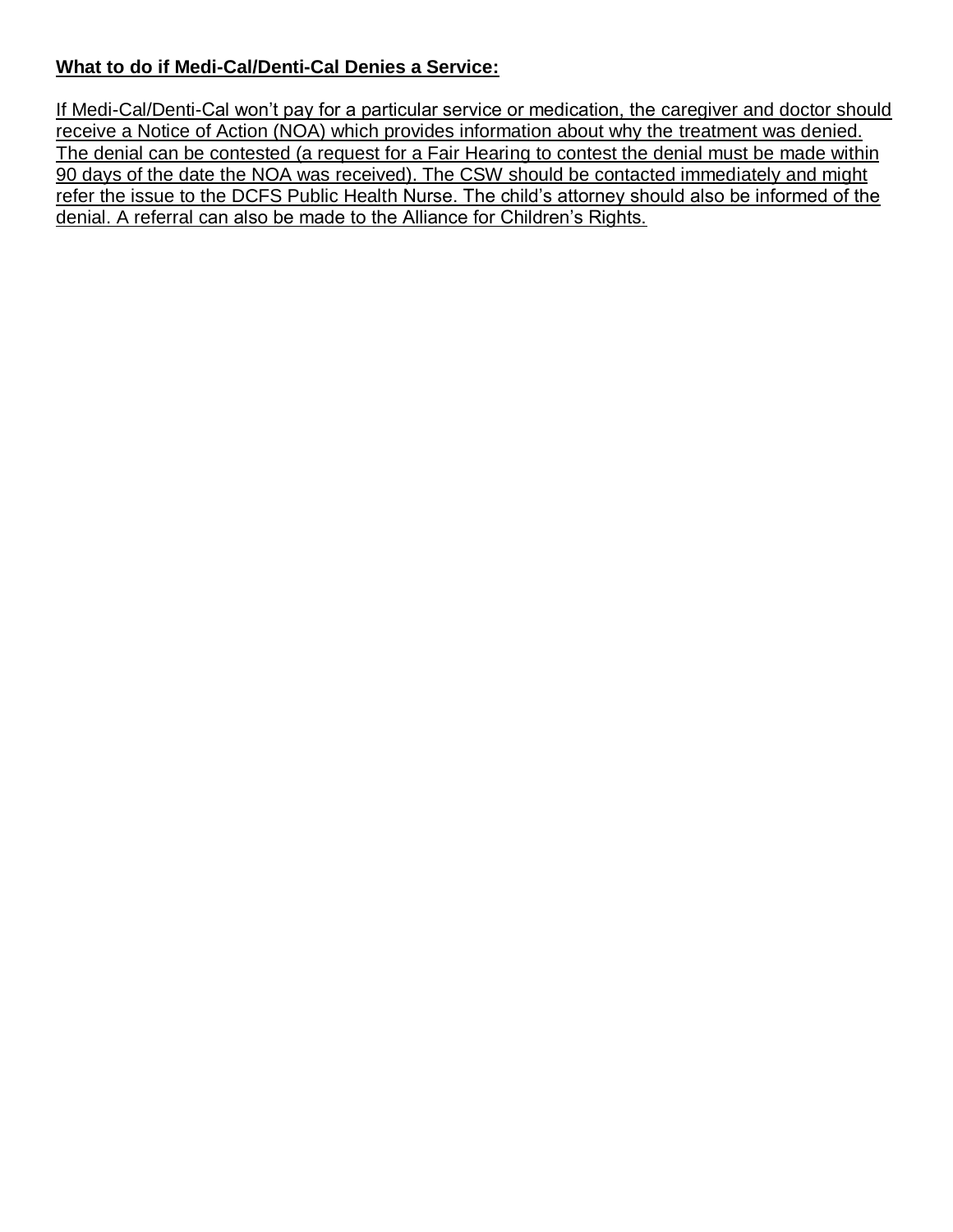**What to do if Medi-Cal/Denti-Cal Denies a Service:**

If Medi-Cal/Denti-Cal won't pay for a particular service or medication, the caregiver and doctor should receive a Notice of Action (NOA) which provides information about why the treatment was denied. The denial can be contested (a request for a Fair Hearing to contest the denial must be made within 90 days of the date the NOA was received). The CSW should be contacted immediately and might refer the issue to the DCFS Public Health Nurse. The child's attorney should also be informed of the denial. A referral can also be made to the Alliance for Children's Rights.